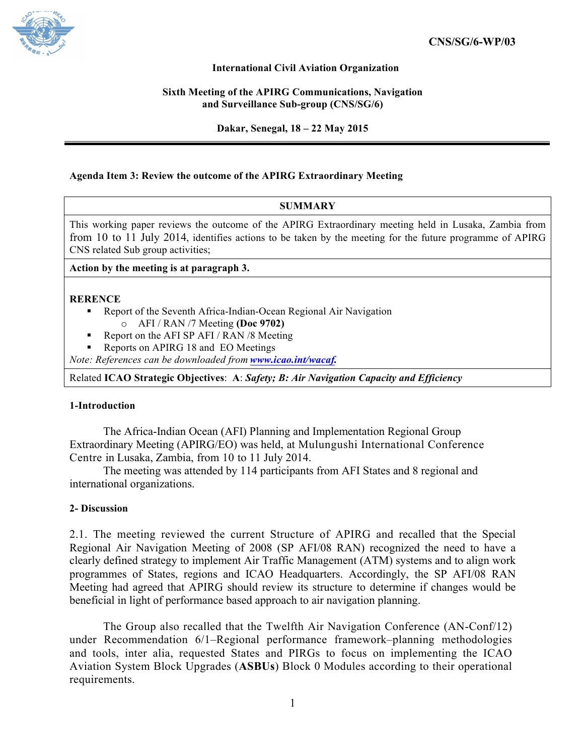**CNS/SG/6-WP/03**

**International Civil Aviation Organization**

**Sixth Meeting of the APIRG Communications, Navigation and Surveillance Sub-group (CNS/SG/6)**

**Dakar, Senegal, 18 – 22 May 2015**

---

**Agenda Item 3: Review the outcome of the APIRG Extraordinary Meeting**

| **SUMMARY** |
|---|
| This working paper reviews the outcome of the APIRG Extraordinary meeting held in Lusaka, Zambia from from 10 to 11 July 2014, identifies actions to be taken by the meeting for the future programme of APIRG CNS related Sub group activities; |
| **Action by the meeting is at paragraph 3.** |
| **RERENCE**<br>▪ Report of the Seventh Africa-Indian-Ocean Regional Air Navigation<br>  ○ AFI / RAN /7 Meeting **(Doc 9702)**<br>▪ Report on the AFI SP AFI / RAN /8 Meeting<br>▪ Reports on APIRG 18 and EO Meetings<br>*Note: References can be downloaded from* ***www.icao.int/wacaf.*** |
| Related **ICAO Strategic Objectives**: **A**: ***Safety; B: Air Navigation Capacity and Efficiency*** |

**1-Introduction**

The Africa-Indian Ocean (AFI) Planning and Implementation Regional Group Extraordinary Meeting (APIRG/EO) was held, at Mulungushi International Conference Centre in Lusaka, Zambia, from 10 to 11 July 2014.

The meeting was attended by 114 participants from AFI States and 8 regional and international organizations.

**2- Discussion**

2.1. The meeting reviewed the current Structure of APIRG and recalled that the Special Regional Air Navigation Meeting of 2008 (SP AFI/08 RAN) recognized the need to have a clearly defined strategy to implement Air Traffic Management (ATM) systems and to align work programmes of States, regions and ICAO Headquarters. Accordingly, the SP AFI/08 RAN Meeting had agreed that APIRG should review its structure to determine if changes would be beneficial in light of performance based approach to air navigation planning.

The Group also recalled that the Twelfth Air Navigation Conference (AN-Conf/12) under Recommendation 6/1–Regional performance framework–planning methodologies and tools, inter alia, requested States and PIRGs to focus on implementing the ICAO Aviation System Block Upgrades (**ASBUs**) Block 0 Modules according to their operational requirements.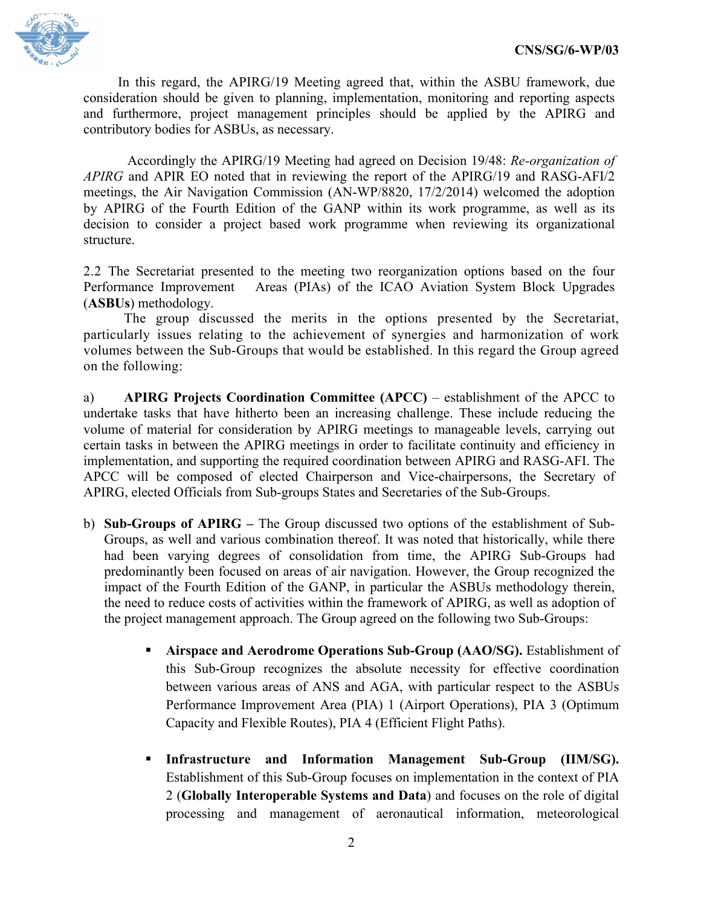In this regard, the APIRG/19 Meeting agreed that, within the ASBU framework, due consideration should be given to planning, implementation, monitoring and reporting aspects and furthermore, project management principles should be applied by the APIRG and contributory bodies for ASBUs, as necessary.

Accordingly the APIRG/19 Meeting had agreed on Decision 19/48: *Re-organization of APIRG* and APIR EO noted that in reviewing the report of the APIRG/19 and RASG-AFI/2 meetings, the Air Navigation Commission (AN-WP/8820, 17/2/2014) welcomed the adoption by APIRG of the Fourth Edition of the GANP within its work programme, as well as its decision to consider a project based work programme when reviewing its organizational structure.

2.2 The Secretariat presented to the meeting two reorganization options based on the four Performance Improvement Areas (PIAs) of the ICAO Aviation System Block Upgrades (**ASBUs**) methodology.

The group discussed the merits in the options presented by the Secretariat, particularly issues relating to the achievement of synergies and harmonization of work volumes between the Sub-Groups that would be established. In this regard the Group agreed on the following:

a) **APIRG Projects Coordination Committee (APCC)** – establishment of the APCC to undertake tasks that have hitherto been an increasing challenge. These include reducing the volume of material for consideration by APIRG meetings to manageable levels, carrying out certain tasks in between the APIRG meetings in order to facilitate continuity and efficiency in implementation, and supporting the required coordination between APIRG and RASG-AFI. The APCC will be composed of elected Chairperson and Vice-chairpersons, the Secretary of APIRG, elected Officials from Sub-groups States and Secretaries of the Sub-Groups.

b) **Sub-Groups of APIRG –** The Group discussed two options of the establishment of Sub-Groups, as well and various combination thereof. It was noted that historically, while there had been varying degrees of consolidation from time, the APIRG Sub-Groups had predominantly been focused on areas of air navigation. However, the Group recognized the impact of the Fourth Edition of the GANP, in particular the ASBUs methodology therein, the need to reduce costs of activities within the framework of APIRG, as well as adoption of the project management approach. The Group agreed on the following two Sub-Groups:

   - **Airspace and Aerodrome Operations Sub-Group (AAO/SG).** Establishment of this Sub-Group recognizes the absolute necessity for effective coordination between various areas of ANS and AGA, with particular respect to the ASBUs Performance Improvement Area (PIA) 1 (Airport Operations), PIA 3 (Optimum Capacity and Flexible Routes), PIA 4 (Efficient Flight Paths).

   - **Infrastructure and Information Management Sub-Group (IIM/SG).** Establishment of this Sub-Group focuses on implementation in the context of PIA 2 (**Globally Interoperable Systems and Data**) and focuses on the role of digital processing and management of aeronautical information, meteorological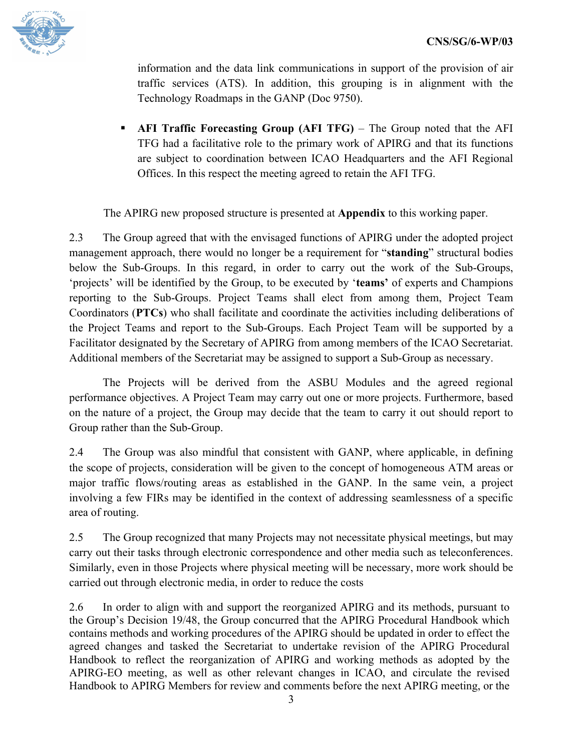information and the data link communications in support of the provision of air traffic services (ATS). In addition, this grouping is in alignment with the Technology Roadmaps in the GANP (Doc 9750).

- **AFI Traffic Forecasting Group (AFI TFG)** – The Group noted that the AFI TFG had a facilitative role to the primary work of APIRG and that its functions are subject to coordination between ICAO Headquarters and the AFI Regional Offices. In this respect the meeting agreed to retain the AFI TFG.

The APIRG new proposed structure is presented at **Appendix** to this working paper.

2.3 The Group agreed that with the envisaged functions of APIRG under the adopted project management approach, there would no longer be a requirement for "**standing**" structural bodies below the Sub-Groups. In this regard, in order to carry out the work of the Sub-Groups, 'projects' will be identified by the Group, to be executed by '**teams'** of experts and Champions reporting to the Sub-Groups. Project Teams shall elect from among them, Project Team Coordinators (**PTCs**) who shall facilitate and coordinate the activities including deliberations of the Project Teams and report to the Sub-Groups. Each Project Team will be supported by a Facilitator designated by the Secretary of APIRG from among members of the ICAO Secretariat. Additional members of the Secretariat may be assigned to support a Sub-Group as necessary.

The Projects will be derived from the ASBU Modules and the agreed regional performance objectives. A Project Team may carry out one or more projects. Furthermore, based on the nature of a project, the Group may decide that the team to carry it out should report to Group rather than the Sub-Group.

2.4 The Group was also mindful that consistent with GANP, where applicable, in defining the scope of projects, consideration will be given to the concept of homogeneous ATM areas or major traffic flows/routing areas as established in the GANP. In the same vein, a project involving a few FIRs may be identified in the context of addressing seamlessness of a specific area of routing.

2.5 The Group recognized that many Projects may not necessitate physical meetings, but may carry out their tasks through electronic correspondence and other media such as teleconferences. Similarly, even in those Projects where physical meeting will be necessary, more work should be carried out through electronic media, in order to reduce the costs

2.6 In order to align with and support the reorganized APIRG and its methods, pursuant to the Group's Decision 19/48, the Group concurred that the APIRG Procedural Handbook which contains methods and working procedures of the APIRG should be updated in order to effect the agreed changes and tasked the Secretariat to undertake revision of the APIRG Procedural Handbook to reflect the reorganization of APIRG and working methods as adopted by the APIRG-EO meeting, as well as other relevant changes in ICAO, and circulate the revised Handbook to APIRG Members for review and comments before the next APIRG meeting, or the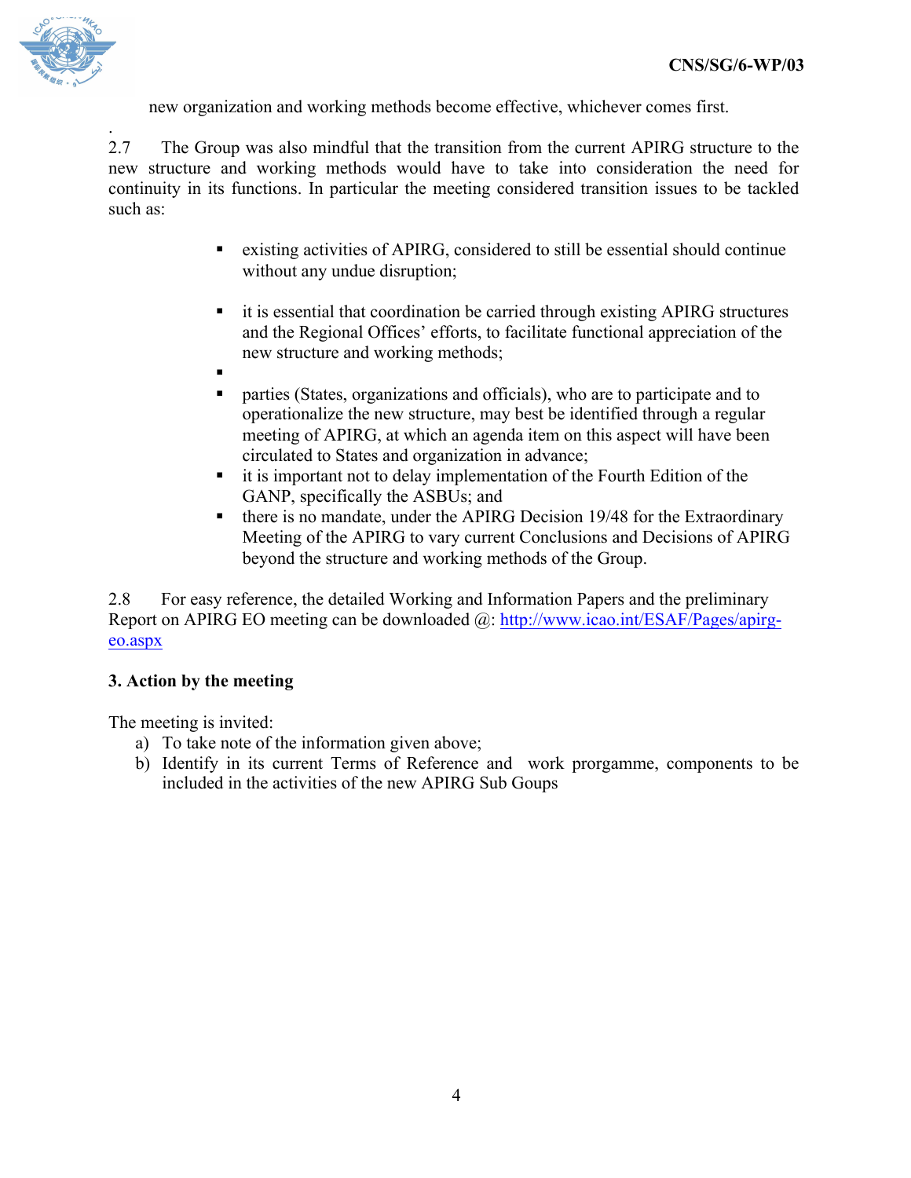new organization and working methods become effective, whichever comes first.

.

2.7 The Group was also mindful that the transition from the current APIRG structure to the new structure and working methods would have to take into consideration the need for continuity in its functions. In particular the meeting considered transition issues to be tackled such as:

- existing activities of APIRG, considered to still be essential should continue without any undue disruption;
- it is essential that coordination be carried through existing APIRG structures and the Regional Offices' efforts, to facilitate functional appreciation of the new structure and working methods;
- 
- parties (States, organizations and officials), who are to participate and to operationalize the new structure, may best be identified through a regular meeting of APIRG, at which an agenda item on this aspect will have been circulated to States and organization in advance;
- it is important not to delay implementation of the Fourth Edition of the GANP, specifically the ASBUs; and
- there is no mandate, under the APIRG Decision 19/48 for the Extraordinary Meeting of the APIRG to vary current Conclusions and Decisions of APIRG beyond the structure and working methods of the Group.

2.8 For easy reference, the detailed Working and Information Papers and the preliminary Report on APIRG EO meeting can be downloaded @: http://www.icao.int/ESAF/Pages/apirg-eo.aspx

**3. Action by the meeting**

The meeting is invited:

a) To take note of the information given above;
b) Identify in its current Terms of Reference and work prorgamme, components to be included in the activities of the new APIRG Sub Goups